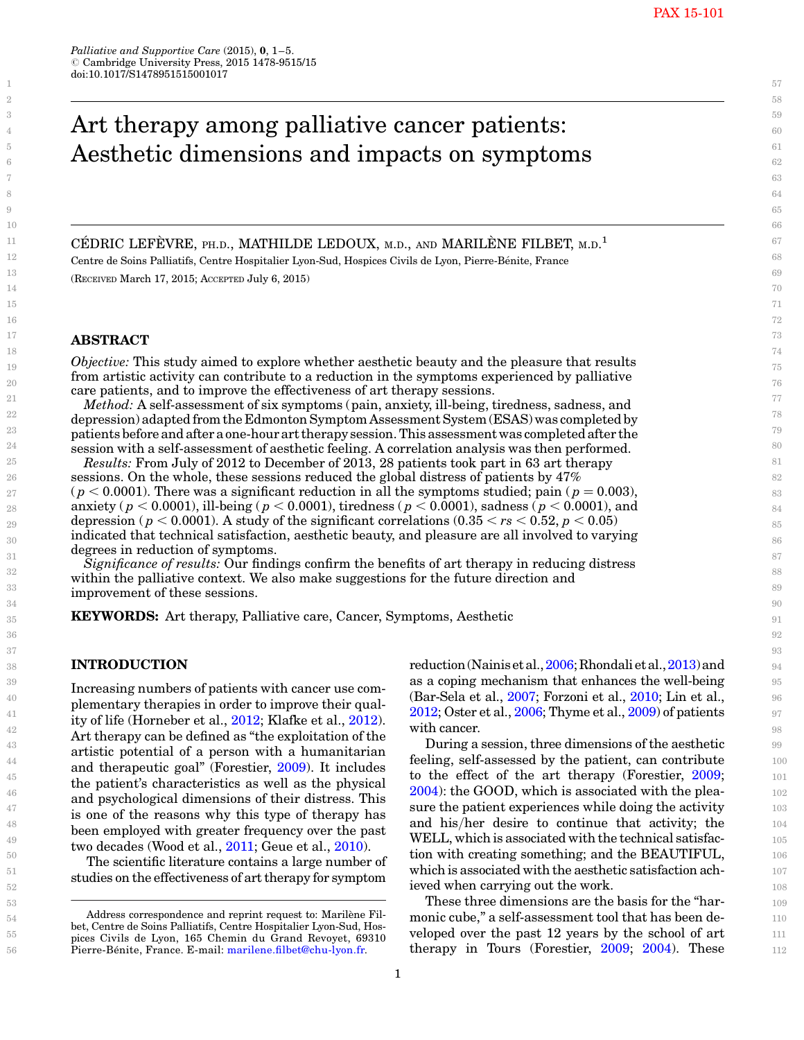# Art therapy among palliative cancer patients: Aesthetic dimensions and impacts on symptoms

CÉDRIC LEFÈVRE, PH.D., MATHILDE LEDOUX, M.D., AND MARILÈNE FILBET, M.D.[1]

Centre de Soins Palliatifs, Centre Hospitalier Lyon-Sud, Hospices Civils de Lyon, Pierre-Bénite, France

(RECEIVED March 17, 2015; ACCEPTED July 6, 2015)

## ABSTRACT

*Objective:* This study aimed to explore whether aesthetic beauty and the pleasure that results from artistic activity can contribute to a reduction in the symptoms experienced by palliative care patients, and to improve the effectiveness of art therapy sessions.

*Method:* A self-assessment of six symptoms (pain, anxiety, ill-being, tiredness, sadness, and depression) adapted from the Edmonton Symptom Assessment System (ESAS) was completed by patients before and after a one-hour art therapy session. This assessment was completed after the session with a self-assessment of aesthetic feeling. A correlation analysis was then performed.

*Results:* From July of 2012 to December of 2013, 28 patients took part in 63 art therapy sessions. On the whole, these sessions reduced the global distress of patients by 47% ($p < 0.0001$). There was a significant reduction in all the symptoms studied; pain ($p = 0.003$), anxiety ($p < 0.0001$), ill-being ($p < 0.0001$), tiredness ($p < 0.0001$), sadness ($p < 0.0001$), and depression ($p < 0.0001$). A study of the significant correlations ($0.35 < rs < 0.52$, $p < 0.05$) indicated that technical satisfaction, aesthetic beauty, and pleasure are all involved to varying degrees in reduction of symptoms.

*Significance of results:* Our findings confirm the benefits of art therapy in reducing distress within the palliative context. We also make suggestions for the future direction and improvement of these sessions.

**KEYWORDS:** Art therapy, Palliative care, Cancer, Symptoms, Aesthetic

## INTRODUCTION

Increasing numbers of patients with cancer use complementary therapies in order to improve their quality of life (Horneber et al., 2012; Klafke et al., 2012). Art therapy can be defined as "the exploitation of the artistic potential of a person with a humanitarian and therapeutic goal" (Forestier, 2009). It includes the patient's characteristics as well as the physical and psychological dimensions of their distress. This is one of the reasons why this type of therapy has been employed with greater frequency over the past two decades (Wood et al., 2011; Geue et al., 2010).

The scientific literature contains a large number of studies on the effectiveness of art therapy for symptom reduction (Nainis et al., 2006; Rhondali et al., 2013) and as a coping mechanism that enhances the well-being (Bar-Sela et al., 2007; Forzoni et al., 2010; Lin et al., 2012; Oster et al., 2006; Thyme et al., 2009) of patients with cancer.

During a session, three dimensions of the aesthetic feeling, self-assessed by the patient, can contribute to the effect of the art therapy (Forestier, 2009; 2004): the GOOD, which is associated with the pleasure the patient experiences while doing the activity and his/her desire to continue that activity; the WELL, which is associated with the technical satisfaction with creating something; and the BEAUTIFUL, which is associated with the aesthetic satisfaction achieved when carrying out the work.

These three dimensions are the basis for the "harmonic cube," a self-assessment tool that has been developed over the past 12 years by the school of art therapy in Tours (Forestier, 2009; 2004). These

---

Address correspondence and reprint request to: Marilène Filbet, Centre de Soins Palliatifs, Centre Hospitalier Lyon-Sud, Hospices Civils de Lyon, 165 Chemin du Grand Revoyet, 69310 Pierre-Bénite, France. E-mail: marilene.filbet@chu-lyon.fr.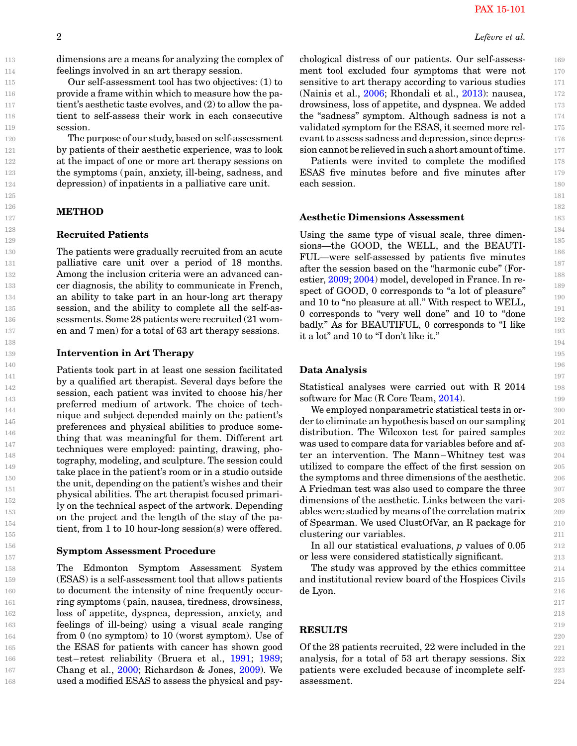dimensions are a means for analyzing the complex of feelings involved in an art therapy session.

Our self-assessment tool has two objectives: (1) to provide a frame within which to measure how the patient's aesthetic taste evolves, and (2) to allow the patient to self-assess their work in each consecutive session.

The purpose of our study, based on self-assessment by patients of their aesthetic experience, was to look at the impact of one or more art therapy sessions on the symptoms (pain, anxiety, ill-being, sadness, and depression) of inpatients in a palliative care unit.

## METHOD

### Recruited Patients

The patients were gradually recruited from an acute palliative care unit over a period of 18 months. Among the inclusion criteria were an advanced cancer diagnosis, the ability to communicate in French, an ability to take part in an hour-long art therapy session, and the ability to complete all the self-assessments. Some 28 patients were recruited (21 women and 7 men) for a total of 63 art therapy sessions.

### Intervention in Art Therapy

Patients took part in at least one session facilitated by a qualified art therapist. Several days before the session, each patient was invited to choose his/her preferred medium of artwork. The choice of technique and subject depended mainly on the patient's preferences and physical abilities to produce something that was meaningful for them. Different art techniques were employed: painting, drawing, photography, modeling, and sculpture. The session could take place in the patient's room or in a studio outside the unit, depending on the patient's wishes and their physical abilities. The art therapist focused primarily on the technical aspect of the artwork. Depending on the project and the length of the stay of the patient, from 1 to 10 hour-long session(s) were offered.

### Symptom Assessment Procedure

The Edmonton Symptom Assessment System (ESAS) is a self-assessment tool that allows patients to document the intensity of nine frequently occurring symptoms (pain, nausea, tiredness, drowsiness, loss of appetite, dyspnea, depression, anxiety, and feelings of ill-being) using a visual scale ranging from 0 (no symptom) to 10 (worst symptom). Use of the ESAS for patients with cancer has shown good test–retest reliability (Bruera et al., 1991; 1989; Chang et al., 2000; Richardson & Jones, 2009). We used a modified ESAS to assess the physical and psychological distress of our patients. Our self-assessment tool excluded four symptoms that were not sensitive to art therapy according to various studies (Nainis et al., 2006; Rhondali et al., 2013): nausea, drowsiness, loss of appetite, and dyspnea. We added the "sadness" symptom. Although sadness is not a validated symptom for the ESAS, it seemed more relevant to assess sadness and depression, since depression cannot be relieved in such a short amount of time.

Patients were invited to complete the modified ESAS five minutes before and five minutes after each session.

### Aesthetic Dimensions Assessment

Using the same type of visual scale, three dimensions—the GOOD, the WELL, and the BEAUTIFUL—were self-assessed by patients five minutes after the session based on the "harmonic cube" (Forestier, 2009; 2004) model, developed in France. In respect of GOOD, 0 corresponds to "a lot of pleasure" and 10 to "no pleasure at all." With respect to WELL, 0 corresponds to "very well done" and 10 to "done badly." As for BEAUTIFUL, 0 corresponds to "I like it a lot" and 10 to "I don't like it."

### Data Analysis

Statistical analyses were carried out with R 2014 software for Mac (R Core Team, 2014).

We employed nonparametric statistical tests in order to eliminate an hypothesis based on our sampling distribution. The Wilcoxon test for paired samples was used to compare data for variables before and after an intervention. The Mann–Whitney test was utilized to compare the effect of the first session on the symptoms and three dimensions of the aesthetic. A Friedman test was also used to compare the three dimensions of the aesthetic. Links between the variables were studied by means of the correlation matrix of Spearman. We used ClustOfVar, an R package for clustering our variables.

In all our statistical evaluations, $p$ values of 0.05 or less were considered statistically significant.

The study was approved by the ethics committee and institutional review board of the Hospices Civils de Lyon.

## RESULTS

Of the 28 patients recruited, 22 were included in the analysis, for a total of 53 art therapy sessions. Six patients were excluded because of incomplete self-assessment.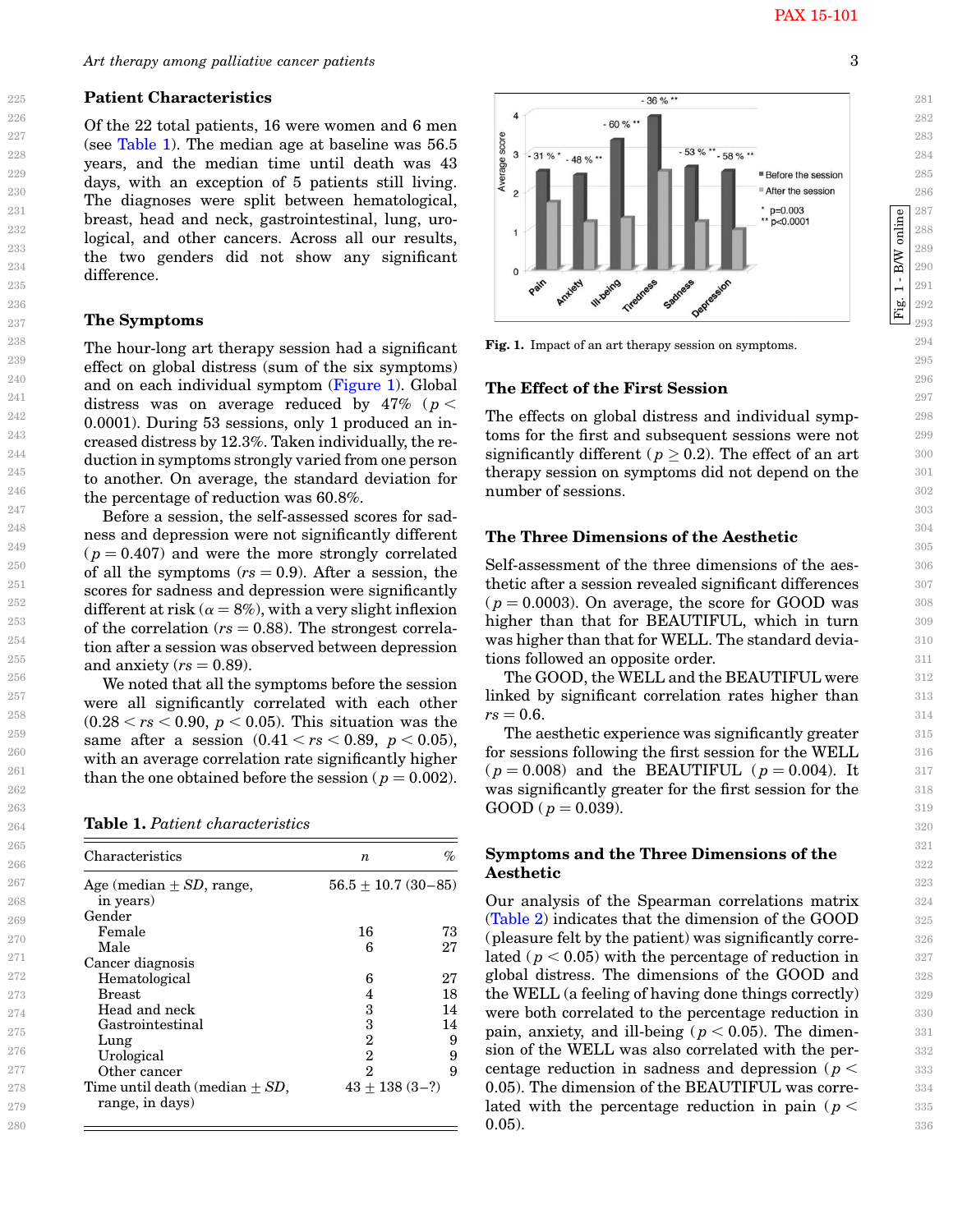## Patient Characteristics

Of the 22 total patients, 16 were women and 6 men (see Table 1). The median age at baseline was 56.5 years, and the median time until death was 43 days, with an exception of 5 patients still living. The diagnoses were split between hematological, breast, head and neck, gastrointestinal, lung, urological, and other cancers. Across all our results, the two genders did not show any significant difference.

## The Symptoms

The hour-long art therapy session had a significant effect on global distress (sum of the six symptoms) and on each individual symptom (Figure 1). Global distress was on average reduced by 47% ($p < 0.0001$). During 53 sessions, only 1 produced an increased distress by 12.3%. Taken individually, the reduction in symptoms strongly varied from one person to another. On average, the standard deviation for the percentage of reduction was 60.8%.

Before a session, the self-assessed scores for sadness and depression were not significantly different ($p = 0.407$) and were the more strongly correlated of all the symptoms ($rs = 0.9$). After a session, the scores for sadness and depression were significantly different at risk ($\alpha = 8\%$), with a very slight inflexion of the correlation ($rs = 0.88$). The strongest correlation after a session was observed between depression and anxiety ($rs = 0.89$).

We noted that all the symptoms before the session were all significantly correlated with each other ($0.28 < rs < 0.90$, $p < 0.05$). This situation was the same after a session ($0.41 < rs < 0.89$, $p < 0.05$), with an average correlation rate significantly higher than the one obtained before the session ($p = 0.002$).

**Table 1.** *Patient characteristics*

| Characteristics | *n* | % |
|---|---|---|
| Age (median ± *SD*, range, in years) | 56.5 ± 10.7 (30–85) | |
| Gender | | |
| Female | 16 | 73 |
| Male | 6 | 27 |
| Cancer diagnosis | | |
| Hematological | 6 | 27 |
| Breast | 4 | 18 |
| Head and neck | 3 | 14 |
| Gastrointestinal | 3 | 14 |
| Lung | 2 | 9 |
| Urological | 2 | 9 |
| Other cancer | 2 | 9 |
| Time until death (median ± *SD*, range, in days) | 43 ± 138 (3–?) | |

**Fig. 1.** Impact of an art therapy session on symptoms.

## The Effect of the First Session

The effects on global distress and individual symptoms for the first and subsequent sessions were not significantly different ($p \geq 0.2$). The effect of an art therapy session on symptoms did not depend on the number of sessions.

## The Three Dimensions of the Aesthetic

Self-assessment of the three dimensions of the aesthetic after a session revealed significant differences ($p = 0.0003$). On average, the score for GOOD was higher than that for BEAUTIFUL, which in turn was higher than that for WELL. The standard deviations followed an opposite order.

The GOOD, the WELL and the BEAUTIFUL were linked by significant correlation rates higher than $rs = 0.6$.

The aesthetic experience was significantly greater for sessions following the first session for the WELL ($p = 0.008$) and the BEAUTIFUL ($p = 0.004$). It was significantly greater for the first session for the GOOD ($p = 0.039$).

## Symptoms and the Three Dimensions of the Aesthetic

Our analysis of the Spearman correlations matrix (Table 2) indicates that the dimension of the GOOD (pleasure felt by the patient) was significantly correlated ($p < 0.05$) with the percentage of reduction in global distress. The dimensions of the GOOD and the WELL (a feeling of having done things correctly) were both correlated to the percentage reduction in pain, anxiety, and ill-being ($p < 0.05$). The dimension of the WELL was also correlated with the percentage reduction in sadness and depression ($p < 0.05$). The dimension of the BEAUTIFUL was correlated with the percentage reduction in pain ($p < 0.05$).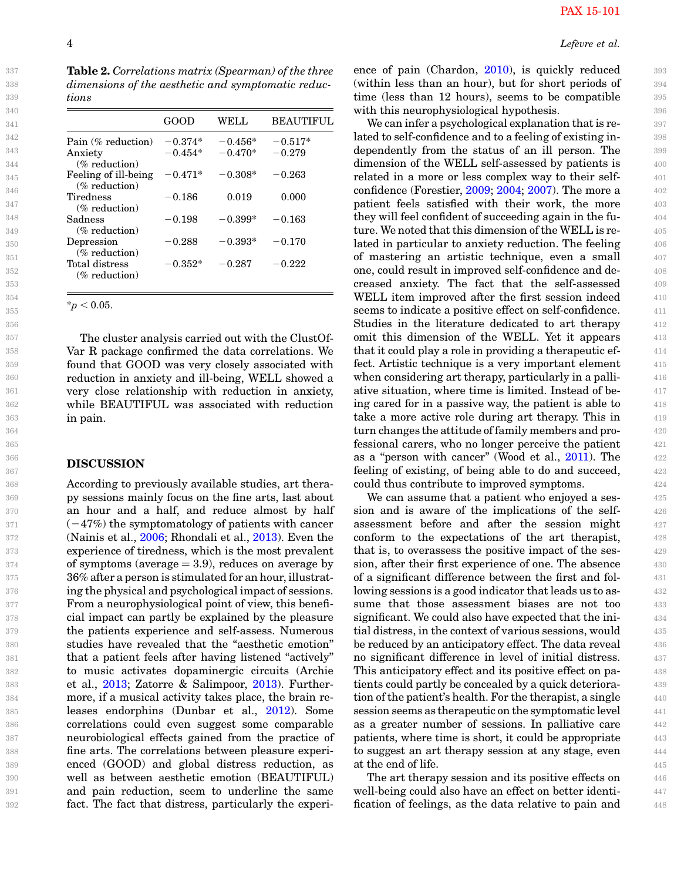**Table 2.** *Correlations matrix (Spearman) of the three dimensions of the aesthetic and symptomatic reductions*

| | GOOD | WELL | BEAUTIFUL |
|---|---|---|---|
| Pain (% reduction) | −0.374* | −0.456* | −0.517* |
| Anxiety (% reduction) | −0.454* | −0.470* | −0.279 |
| Feeling of ill-being (% reduction) | −0.471* | −0.308* | −0.263 |
| Tiredness (% reduction) | −0.186 | 0.019 | 0.000 |
| Sadness (% reduction) | −0.198 | −0.399* | −0.163 |
| Depression (% reduction) | −0.288 | −0.393* | −0.170 |
| Total distress (% reduction) | −0.352* | −0.287 | −0.222 |

*$p < 0.05$.

The cluster analysis carried out with the ClustOfVar R package confirmed the data correlations. We found that GOOD was very closely associated with reduction in anxiety and ill-being, WELL showed a very close relationship with reduction in anxiety, while BEAUTIFUL was associated with reduction in pain.

## DISCUSSION

According to previously available studies, art therapy sessions mainly focus on the fine arts, last about an hour and a half, and reduce almost by half (−47%) the symptomatology of patients with cancer (Nainis et al., 2006; Rhondali et al., 2013). Even the experience of tiredness, which is the most prevalent of symptoms (average = 3.9), reduces on average by 36% after a person is stimulated for an hour, illustrating the physical and psychological impact of sessions. From a neurophysiological point of view, this beneficial impact can partly be explained by the pleasure the patients experience and self-assess. Numerous studies have revealed that the "aesthetic emotion" that a patient feels after having listened "actively" to music activates dopaminergic circuits (Archie et al., 2013; Zatorre & Salimpoor, 2013). Furthermore, if a musical activity takes place, the brain releases endorphins (Dunbar et al., 2012). Some correlations could even suggest some comparable neurobiological effects gained from the practice of fine arts. The correlations between pleasure experienced (GOOD) and global distress reduction, as well as between aesthetic emotion (BEAUTIFUL) and pain reduction, seem to underline the same fact. The fact that distress, particularly the experience of pain (Chardon, 2010), is quickly reduced (within less than an hour), but for short periods of time (less than 12 hours), seems to be compatible with this neurophysiological hypothesis.

We can infer a psychological explanation that is related to self-confidence and to a feeling of existing independently from the status of an ill person. The dimension of the WELL self-assessed by patients is related in a more or less complex way to their self-confidence (Forestier, 2009; 2004; 2007). The more a patient feels satisfied with their work, the more they will feel confident of succeeding again in the future. We noted that this dimension of the WELL is related in particular to anxiety reduction. The feeling of mastering an artistic technique, even a small one, could result in improved self-confidence and decreased anxiety. The fact that the self-assessed WELL item improved after the first session indeed seems to indicate a positive effect on self-confidence. Studies in the literature dedicated to art therapy omit this dimension of the WELL. Yet it appears that it could play a role in providing a therapeutic effect. Artistic technique is a very important element when considering art therapy, particularly in a palliative situation, where time is limited. Instead of being cared for in a passive way, the patient is able to take a more active role during art therapy. This in turn changes the attitude of family members and professional carers, who no longer perceive the patient as a "person with cancer" (Wood et al., 2011). The feeling of existing, of being able to do and succeed, could thus contribute to improved symptoms.

We can assume that a patient who enjoyed a session and is aware of the implications of the self-assessment before and after the session might conform to the expectations of the art therapist, that is, to overassess the positive impact of the session, after their first experience of one. The absence of a significant difference between the first and following sessions is a good indicator that leads us to assume that those assessment biases are not too significant. We could also have expected that the initial distress, in the context of various sessions, would be reduced by an anticipatory effect. The data reveal no significant difference in level of initial distress. This anticipatory effect and its positive effect on patients could partly be concealed by a quick deterioration of the patient's health. For the therapist, a single session seems as therapeutic on the symptomatic level as a greater number of sessions. In palliative care patients, where time is short, it could be appropriate to suggest an art therapy session at any stage, even at the end of life.

The art therapy session and its positive effects on well-being could also have an effect on better identification of feelings, as the data relative to pain and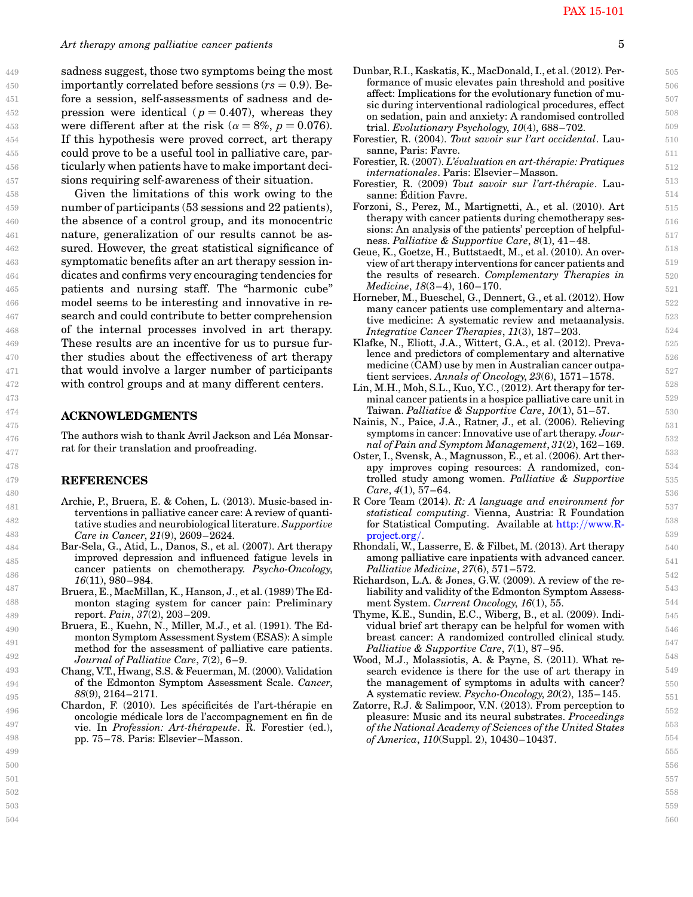sadness suggest, those two symptoms being the most importantly correlated before sessions ($rs = 0.9$). Before a session, self-assessments of sadness and depression were identical ($p = 0.407$), whereas they were different after at the risk ($\alpha = 8\%$, $p = 0.076$). If this hypothesis were proved correct, art therapy could prove to be a useful tool in palliative care, particularly when patients have to make important decisions requiring self-awareness of their situation.

Given the limitations of this work owing to the number of participants (53 sessions and 22 patients), the absence of a control group, and its monocentric nature, generalization of our results cannot be assured. However, the great statistical significance of symptomatic benefits after an art therapy session indicates and confirms very encouraging tendencies for patients and nursing staff. The "harmonic cube" model seems to be interesting and innovative in research and could contribute to better comprehension of the internal processes involved in art therapy. These results are an incentive for us to pursue further studies about the effectiveness of art therapy that would involve a larger number of participants with control groups and at many different centers.

## ACKNOWLEDGMENTS

The authors wish to thank Avril Jackson and Léa Monsarrat for their translation and proofreading.

## REFERENCES

Archie, P., Bruera, E. & Cohen, L. (2013). Music-based interventions in palliative cancer care: A review of quantitative studies and neurobiological literature. *Supportive Care in Cancer*, *21*(9), 2609–2624.

Bar-Sela, G., Atid, L., Danos, S., et al. (2007). Art therapy improved depression and influenced fatigue levels in cancer patients on chemotherapy. *Psycho-Oncology*, *16*(11), 980–984.

Bruera, E., MacMillan, K., Hanson, J., et al. (1989) The Edmonton staging system for cancer pain: Preliminary report. *Pain*, *37*(2), 203–209.

Bruera, E., Kuehn, N., Miller, M.J., et al. (1991). The Edmonton Symptom Assessment System (ESAS): A simple method for the assessment of palliative care patients. *Journal of Palliative Care*, *7*(2), 6–9.

Chang, V.T., Hwang, S.S. & Feuerman, M. (2000). Validation of the Edmonton Symptom Assessment Scale. *Cancer*, *88*(9), 2164–2171.

Chardon, F. (2010). Les spécificités de l'art-thérapie en oncologie médicale lors de l'accompagnement en fin de vie. In *Profession: Art-thérapeute*. R. Forestier (ed.), pp. 75–78. Paris: Elsevier–Masson.

Dunbar, R.I., Kaskatis, K., MacDonald, I., et al. (2012). Performance of music elevates pain threshold and positive affect: Implications for the evolutionary function of music during interventional radiological procedures, effect on sedation, pain and anxiety: A randomised controlled trial. *Evolutionary Psychology*, *10*(4), 688–702.

Forestier, R. (2004). *Tout savoir sur l'art occidental*. Lausanne, Paris: Favre.

Forestier, R. (2007). *L'évaluation en art-thérapie: Pratiques internationales*. Paris: Elsevier–Masson.

Forestier, R. (2009) *Tout savoir sur l'art-thérapie*. Lausanne: Édition Favre.

Forzoni, S., Perez, M., Martignetti, A., et al. (2010). Art therapy with cancer patients during chemotherapy sessions: An analysis of the patients' perception of helpfulness. *Palliative & Supportive Care*, *8*(1), 41–48.

Geue, K., Goetze, H., Buttstaedt, M., et al. (2010). An overview of art therapy interventions for cancer patients and the results of research. *Complementary Therapies in Medicine*, *18*(3–4), 160–170.

Horneber, M., Bueschel, G., Dennert, G., et al. (2012). How many cancer patients use complementary and alternative medicine: A systematic review and metaanalysis. *Integrative Cancer Therapies*, *11*(3), 187–203.

Klafke, N., Eliott, J.A., Wittert, G.A., et al. (2012). Prevalence and predictors of complementary and alternative medicine (CAM) use by men in Australian cancer outpatient services. *Annals of Oncology*, *23*(6), 1571–1578.

Lin, M.H., Moh, S.L., Kuo, Y.C., (2012). Art therapy for terminal cancer patients in a hospice palliative care unit in Taiwan. *Palliative & Supportive Care*, *10*(1), 51–57.

Nainis, N., Paice, J.A., Ratner, J., et al. (2006). Relieving symptoms in cancer: Innovative use of art therapy. *Journal of Pain and Symptom Management*, *31*(2), 162–169.

Oster, I., Svensk, A., Magnusson, E., et al. (2006). Art therapy improves coping resources: A randomized, controlled study among women. *Palliative & Supportive Care*, *4*(1), 57–64.

R Core Team (2014). *R: A language and environment for statistical computing*. Vienna, Austria: R Foundation for Statistical Computing. Available at http://www.R-project.org/.

Rhondali, W., Lasserre, E. & Filbet, M. (2013). Art therapy among palliative care inpatients with advanced cancer. *Palliative Medicine*, *27*(6), 571–572.

Richardson, L.A. & Jones, G.W. (2009). A review of the reliability and validity of the Edmonton Symptom Assessment System. *Current Oncology*, *16*(1), 55.

Thyme, K.E., Sundin, E.C., Wiberg, B., et al. (2009). Individual brief art therapy can be helpful for women with breast cancer: A randomized controlled clinical study. *Palliative & Supportive Care*, *7*(1), 87–95.

Wood, M.J., Molassiotis, A. & Payne, S. (2011). What research evidence is there for the use of art therapy in the management of symptoms in adults with cancer? A systematic review. *Psycho-Oncology*, *20*(2), 135–145.

Zatorre, R.J. & Salimpoor, V.N. (2013). From perception to pleasure: Music and its neural substrates. *Proceedings of the National Academy of Sciences of the United States of America*, *110*(Suppl. 2), 10430–10437.